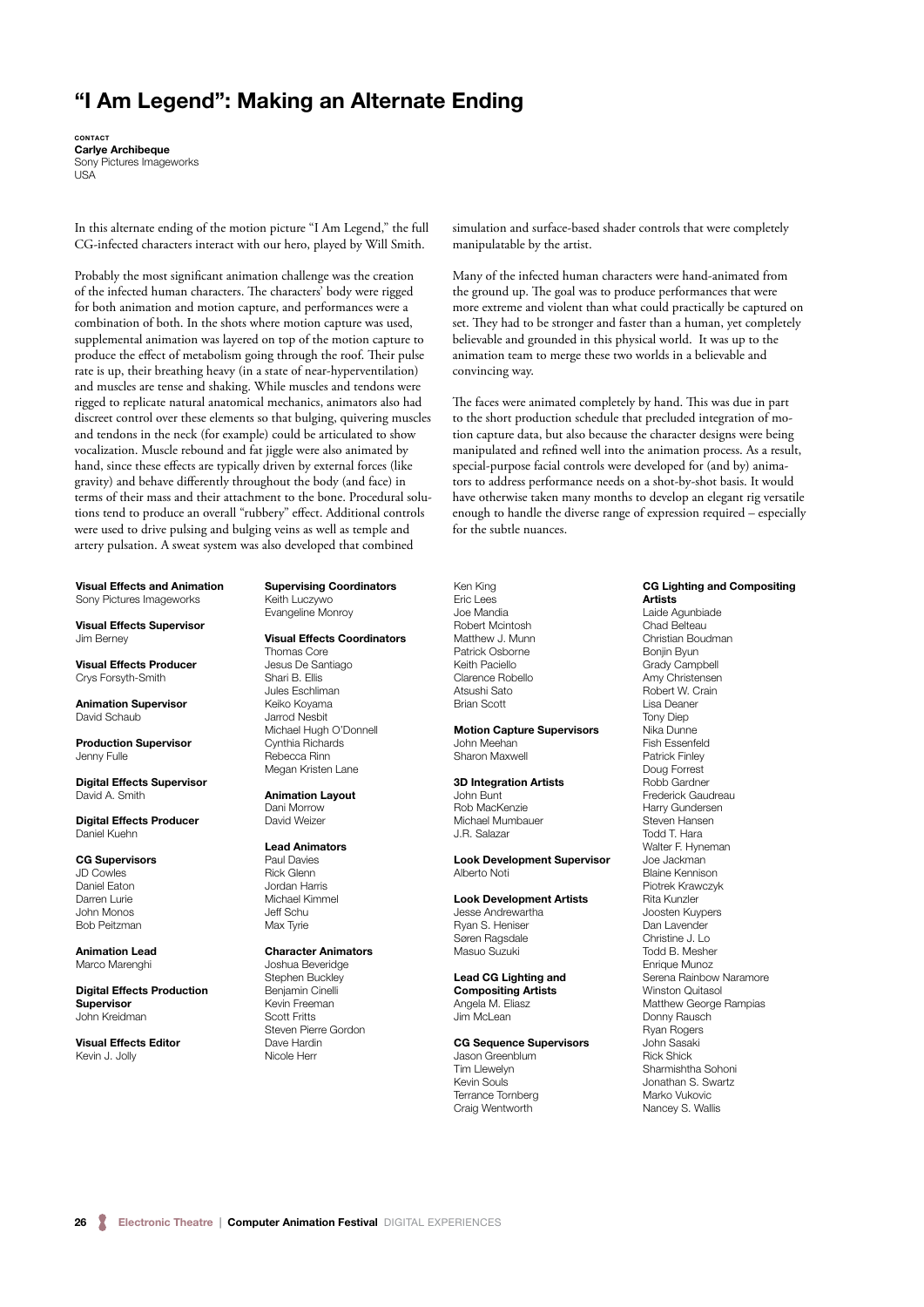# "I Am Legend": Making an Alternate Ending

**CONTACT**
**Carlye Archibeque**
Sony Pictures Imageworks
USA

In this alternate ending of the motion picture "I Am Legend," the full CG-infected characters interact with our hero, played by Will Smith.

Probably the most significant animation challenge was the creation of the infected human characters. The characters' body were rigged for both animation and motion capture, and performances were a combination of both. In the shots where motion capture was used, supplemental animation was layered on top of the motion capture to produce the effect of metabolism going through the roof. Their pulse rate is up, their breathing heavy (in a state of near-hyperventilation) and muscles are tense and shaking. While muscles and tendons were rigged to replicate natural anatomical mechanics, animators also had discreet control over these elements so that bulging, quivering muscles and tendons in the neck (for example) could be articulated to show vocalization. Muscle rebound and fat jiggle were also animated by hand, since these effects are typically driven by external forces (like gravity) and behave differently throughout the body (and face) in terms of their mass and their attachment to the bone. Procedural solutions tend to produce an overall "rubbery" effect. Additional controls were used to drive pulsing and bulging veins as well as temple and artery pulsation. A sweat system was also developed that combined simulation and surface-based shader controls that were completely manipulatable by the artist.

Many of the infected human characters were hand-animated from the ground up. The goal was to produce performances that were more extreme and violent than what could practically be captured on set. They had to be stronger and faster than a human, yet completely believable and grounded in this physical world. It was up to the animation team to merge these two worlds in a believable and convincing way.

The faces were animated completely by hand. This was due in part to the short production schedule that precluded integration of motion capture data, but also because the character designs were being manipulated and refined well into the animation process. As a result, special-purpose facial controls were developed for (and by) animators to address performance needs on a shot-by-shot basis. It would have otherwise taken many months to develop an elegant rig versatile enough to handle the diverse range of expression required – especially for the subtle nuances.

**Visual Effects and Animation**
Sony Pictures Imageworks

**Visual Effects Supervisor**
Jim Berney

**Visual Effects Producer**
Crys Forsyth-Smith

**Animation Supervisor**
David Schaub

**Production Supervisor**
Jenny Fulle

**Digital Effects Supervisor**
David A. Smith

**Digital Effects Producer**
Daniel Kuehn

**CG Supervisors**
JD Cowles
Daniel Eaton
Darren Lurie
John Monos
Bob Peitzman

**Animation Lead**
Marco Marenghi

**Digital Effects Production Supervisor**
John Kreidman

**Visual Effects Editor**
Kevin J. Jolly

**Supervising Coordinators**
Keith Luczywo
Evangeline Monroy

**Visual Effects Coordinators**
Thomas Core
Jesus De Santiago
Shari B. Ellis
Jules Eschliman
Keiko Koyama
Jarrod Nesbit
Michael Hugh O'Donnell
Cynthia Richards
Rebecca Rinn
Megan Kristen Lane

**Animation Layout**
Dani Morrow
David Weizer

**Lead Animators**
Paul Davies
Rick Glenn
Jordan Harris
Michael Kimmel
Jeff Schu
Max Tyrie

**Character Animators**
Joshua Beveridge
Stephen Buckley
Benjamin Cinelli
Kevin Freeman
Scott Fritts
Steven Pierre Gordon
Dave Hardin
Nicole Herr
Ken King
Eric Lees
Joe Mandia
Robert Mcintosh
Matthew J. Munn
Patrick Osborne
Keith Paciello
Clarence Robello
Atsushi Sato
Brian Scott

**Motion Capture Supervisors**
John Meehan
Sharon Maxwell

**3D Integration Artists**
John Bunt
Rob MacKenzie
Michael Mumbauer
J.R. Salazar

**Look Development Supervisor**
Alberto Noti

**Look Development Artists**
Jesse Andrewartha
Ryan S. Heniser
Søren Ragsdale
Masuo Suzuki

**Lead CG Lighting and Compositing Artists**
Angela M. Eliasz
Jim McLean

**CG Sequence Supervisors**
Jason Greenblum
Tim Llewelyn
Kevin Souls
Terrance Tornberg
Craig Wentworth

**CG Lighting and Compositing Artists**
Laide Agunbiade
Chad Belteau
Christian Boudman
Bonjin Byun
Grady Campbell
Amy Christensen
Robert W. Crain
Lisa Deaner
Tony Diep
Nika Dunne
Fish Essenfeld
Patrick Finley
Doug Forrest
Robb Gardner
Frederick Gaudreau
Harry Gundersen
Steven Hansen
Todd T. Hara
Walter F. Hyneman
Joe Jackman
Blaine Kennison
Piotrek Krawczyk
Rita Kunzler
Joosten Kuypers
Dan Lavender
Christine J. Lo
Todd B. Mesher
Enrique Munoz
Serena Rainbow Naramore
Winston Quitasol
Matthew George Rampias
Donny Rausch
Ryan Rogers
John Sasaki
Rick Shick
Sharmishtha Sohoni
Jonathan S. Swartz
Marko Vukovic
Nancey S. Wallis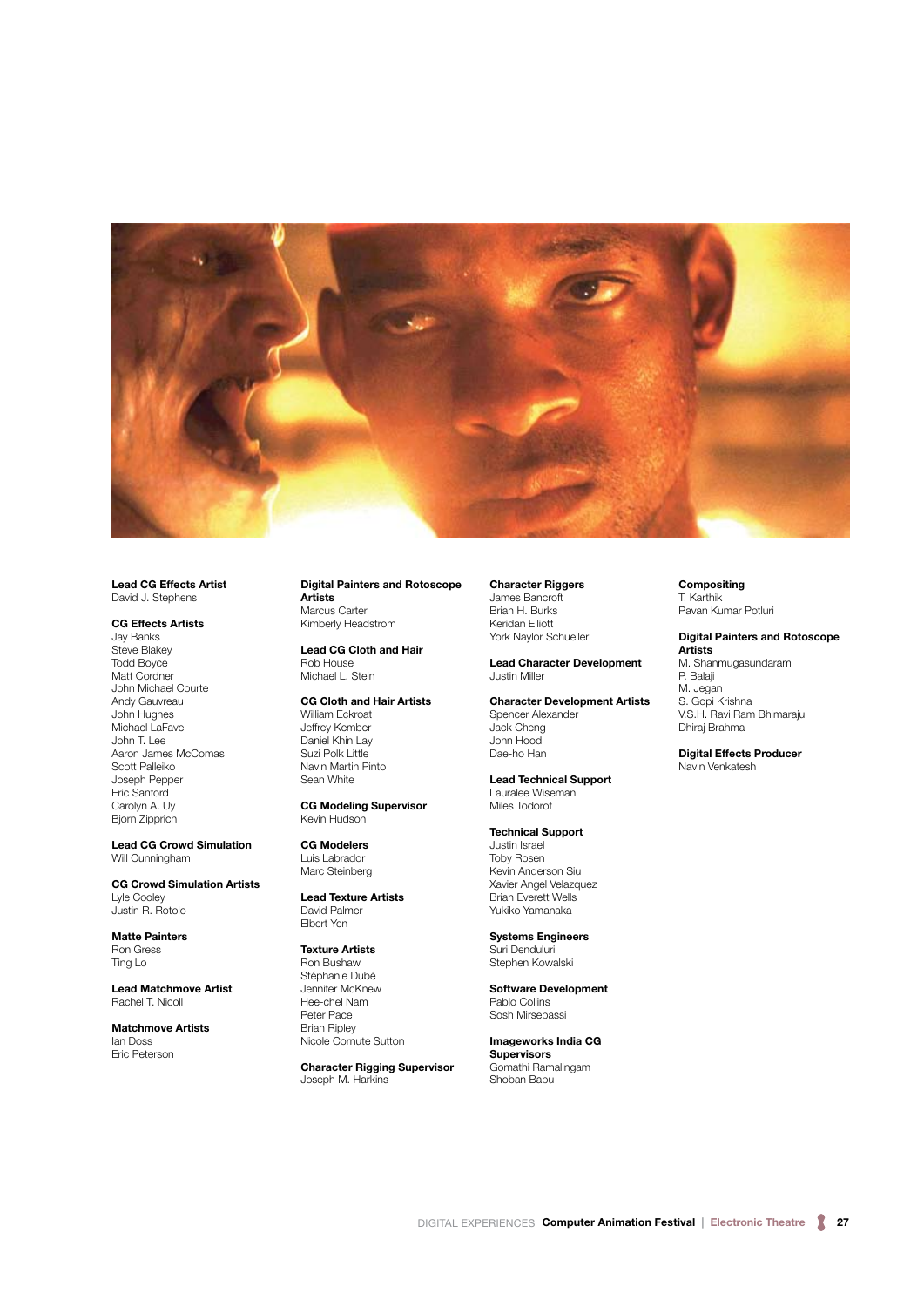**Lead CG Effects Artist**
David J. Stephens

**CG Effects Artists**
Jay Banks
Steve Blakey
Todd Boyce
Matt Cordner
John Michael Courte
Andy Gauvreau
John Hughes
Michael LaFave
John T. Lee
Aaron James McComas
Scott Palleiko
Joseph Pepper
Eric Sanford
Carolyn A. Uy
Bjorn Zipprich

**Lead CG Crowd Simulation**
Will Cunningham

**CG Crowd Simulation Artists**
Lyle Cooley
Justin R. Rotolo

**Matte Painters**
Ron Gress
Ting Lo

**Lead Matchmove Artist**
Rachel T. Nicoll

**Matchmove Artists**
Ian Doss
Eric Peterson

**Digital Painters and Rotoscope Artists**
Marcus Carter
Kimberly Headstrom

**Lead CG Cloth and Hair**
Rob House
Michael L. Stein

**CG Cloth and Hair Artists**
William Eckroat
Jeffrey Kember
Daniel Khin Lay
Suzi Polk Little
Navin Martin Pinto
Sean White

**CG Modeling Supervisor**
Kevin Hudson

**CG Modelers**
Luis Labrador
Marc Steinberg

**Lead Texture Artists**
David Palmer
Elbert Yen

**Texture Artists**
Ron Bushaw
Stéphanie Dubé
Jennifer McKnew
Hee-chel Nam
Peter Pace
Brian Ripley
Nicole Cornute Sutton

**Character Rigging Supervisor**
Joseph M. Harkins

**Character Riggers**
James Bancroft
Brian H. Burks
Keridan Elliott
York Naylor Schueller

**Lead Character Development**
Justin Miller

**Character Development Artists**
Spencer Alexander
Jack Cheng
John Hood
Dae-ho Han

**Lead Technical Support**
Lauralee Wiseman
Miles Todorof

**Technical Support**
Justin Israel
Toby Rosen
Kevin Anderson Siu
Xavier Angel Velazquez
Brian Everett Wells
Yukiko Yamanaka

**Systems Engineers**
Suri Denduluri
Stephen Kowalski

**Software Development**
Pablo Collins
Sosh Mirsepassi

**Imageworks India CG Supervisors**
Gomathi Ramalingam
Shoban Babu

**Compositing**
T. Karthik
Pavan Kumar Potluri

**Digital Painters and Rotoscope Artists**
M. Shanmugasundaram
P. Balaji
M. Jegan
S. Gopi Krishna
V.S.H. Ravi Ram Bhimaraju
Dhiraj Brahma

**Digital Effects Producer**
Navin Venkatesh